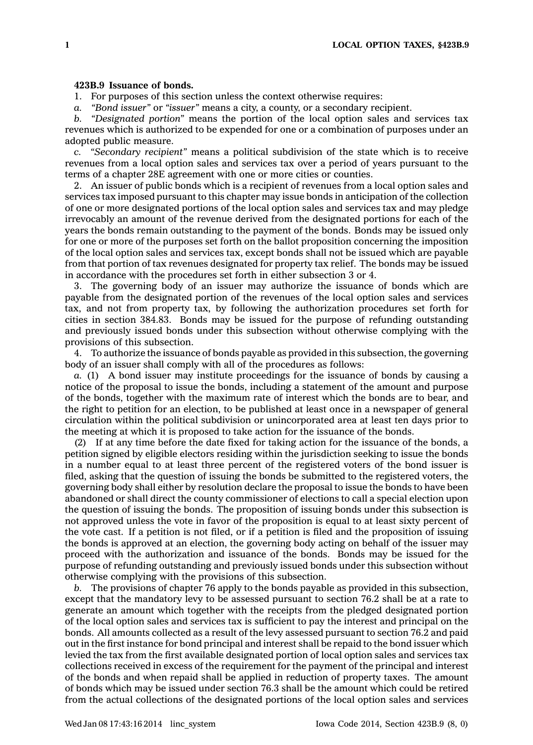**423B.9 Issuance of bonds.**

1. For purposes of this section unless the context otherwise requires:

*a.* *"Bond issuer"* or *"issuer"* means a city, a county, or a secondary recipient.

*b.* *"Designated portion"* means the portion of the local option sales and services tax revenues which is authorized to be expended for one or a combination of purposes under an adopted public measure.

*c.* *"Secondary recipient"* means a political subdivision of the state which is to receive revenues from a local option sales and services tax over a period of years pursuant to the terms of a chapter 28E agreement with one or more cities or counties.

2. An issuer of public bonds which is a recipient of revenues from a local option sales and services tax imposed pursuant to this chapter may issue bonds in anticipation of the collection of one or more designated portions of the local option sales and services tax and may pledge irrevocably an amount of the revenue derived from the designated portions for each of the years the bonds remain outstanding to the payment of the bonds. Bonds may be issued only for one or more of the purposes set forth on the ballot proposition concerning the imposition of the local option sales and services tax, except bonds shall not be issued which are payable from that portion of tax revenues designated for property tax relief. The bonds may be issued in accordance with the procedures set forth in either subsection 3 or 4.

3. The governing body of an issuer may authorize the issuance of bonds which are payable from the designated portion of the revenues of the local option sales and services tax, and not from property tax, by following the authorization procedures set forth for cities in section 384.83. Bonds may be issued for the purpose of refunding outstanding and previously issued bonds under this subsection without otherwise complying with the provisions of this subsection.

4. To authorize the issuance of bonds payable as provided in this subsection, the governing body of an issuer shall comply with all of the procedures as follows:

*a.* (1) A bond issuer may institute proceedings for the issuance of bonds by causing a notice of the proposal to issue the bonds, including a statement of the amount and purpose of the bonds, together with the maximum rate of interest which the bonds are to bear, and the right to petition for an election, to be published at least once in a newspaper of general circulation within the political subdivision or unincorporated area at least ten days prior to the meeting at which it is proposed to take action for the issuance of the bonds.

(2) If at any time before the date fixed for taking action for the issuance of the bonds, a petition signed by eligible electors residing within the jurisdiction seeking to issue the bonds in a number equal to at least three percent of the registered voters of the bond issuer is filed, asking that the question of issuing the bonds be submitted to the registered voters, the governing body shall either by resolution declare the proposal to issue the bonds to have been abandoned or shall direct the county commissioner of elections to call a special election upon the question of issuing the bonds. The proposition of issuing bonds under this subsection is not approved unless the vote in favor of the proposition is equal to at least sixty percent of the vote cast. If a petition is not filed, or if a petition is filed and the proposition of issuing the bonds is approved at an election, the governing body acting on behalf of the issuer may proceed with the authorization and issuance of the bonds. Bonds may be issued for the purpose of refunding outstanding and previously issued bonds under this subsection without otherwise complying with the provisions of this subsection.

*b.* The provisions of chapter 76 apply to the bonds payable as provided in this subsection, except that the mandatory levy to be assessed pursuant to section 76.2 shall be at a rate to generate an amount which together with the receipts from the pledged designated portion of the local option sales and services tax is sufficient to pay the interest and principal on the bonds. All amounts collected as a result of the levy assessed pursuant to section 76.2 and paid out in the first instance for bond principal and interest shall be repaid to the bond issuer which levied the tax from the first available designated portion of local option sales and services tax collections received in excess of the requirement for the payment of the principal and interest of the bonds and when repaid shall be applied in reduction of property taxes. The amount of bonds which may be issued under section 76.3 shall be the amount which could be retired from the actual collections of the designated portions of the local option sales and services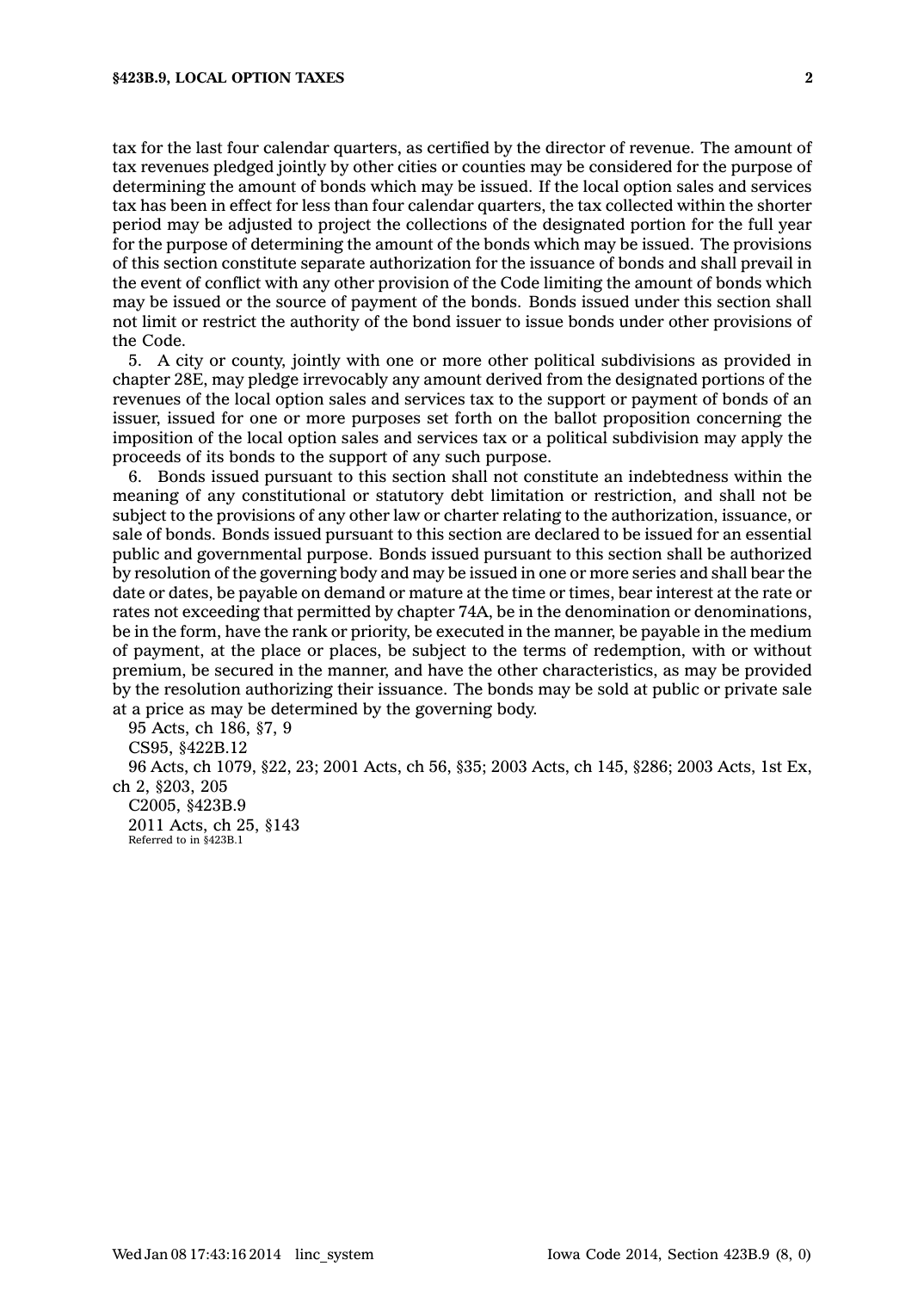tax for the last four calendar quarters, as certified by the director of revenue. The amount of tax revenues pledged jointly by other cities or counties may be considered for the purpose of determining the amount of bonds which may be issued. If the local option sales and services tax has been in effect for less than four calendar quarters, the tax collected within the shorter period may be adjusted to project the collections of the designated portion for the full year for the purpose of determining the amount of the bonds which may be issued. The provisions of this section constitute separate authorization for the issuance of bonds and shall prevail in the event of conflict with any other provision of the Code limiting the amount of bonds which may be issued or the source of payment of the bonds. Bonds issued under this section shall not limit or restrict the authority of the bond issuer to issue bonds under other provisions of the Code.

5. A city or county, jointly with one or more other political subdivisions as provided in chapter 28E, may pledge irrevocably any amount derived from the designated portions of the revenues of the local option sales and services tax to the support or payment of bonds of an issuer, issued for one or more purposes set forth on the ballot proposition concerning the imposition of the local option sales and services tax or a political subdivision may apply the proceeds of its bonds to the support of any such purpose.

6. Bonds issued pursuant to this section shall not constitute an indebtedness within the meaning of any constitutional or statutory debt limitation or restriction, and shall not be subject to the provisions of any other law or charter relating to the authorization, issuance, or sale of bonds. Bonds issued pursuant to this section are declared to be issued for an essential public and governmental purpose. Bonds issued pursuant to this section shall be authorized by resolution of the governing body and may be issued in one or more series and shall bear the date or dates, be payable on demand or mature at the time or times, bear interest at the rate or rates not exceeding that permitted by chapter 74A, be in the denomination or denominations, be in the form, have the rank or priority, be executed in the manner, be payable in the medium of payment, at the place or places, be subject to the terms of redemption, with or without premium, be secured in the manner, and have the other characteristics, as may be provided by the resolution authorizing their issuance. The bonds may be sold at public or private sale at a price as may be determined by the governing body.

95 Acts, ch 186, §7, 9

CS95, §422B.12

96 Acts, ch 1079, §22, 23; 2001 Acts, ch 56, §35; 2003 Acts, ch 145, §286; 2003 Acts, 1st Ex, ch 2, §203, 205

C2005, §423B.9

2011 Acts, ch 25, §143

Referred to in §423B.1